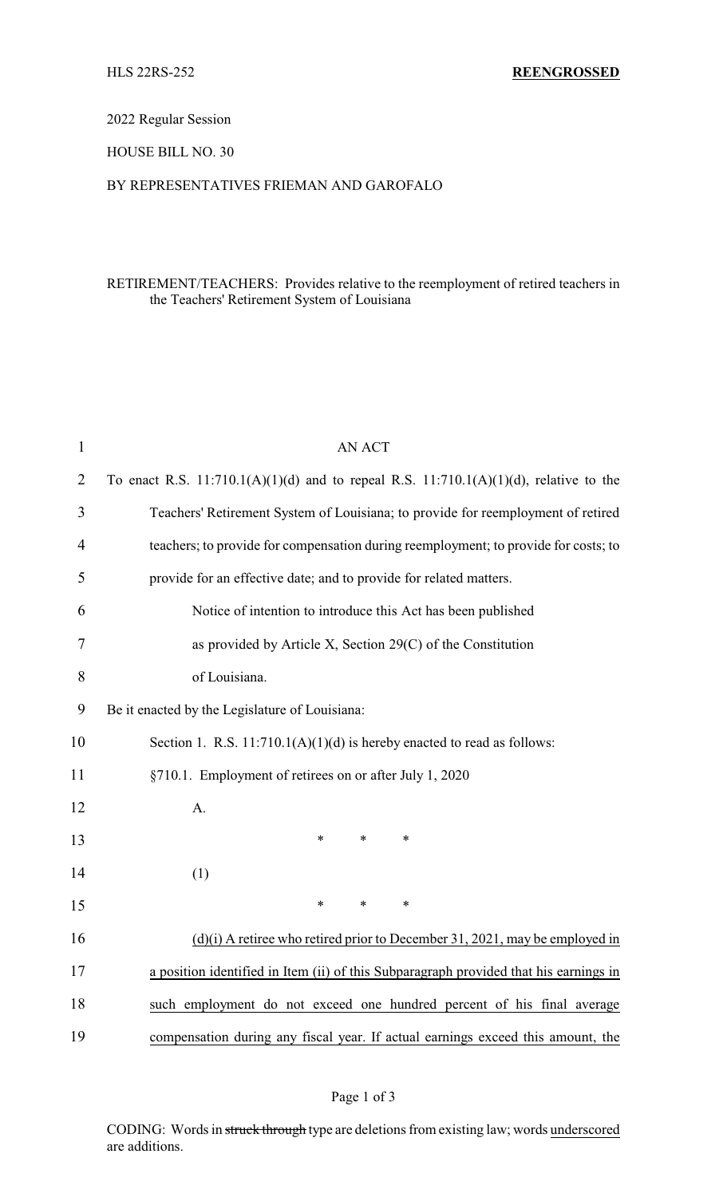HLS 22RS-252 **REENGROSSED**

2022 Regular Session

HOUSE BILL NO. 30

BY REPRESENTATIVES FRIEMAN AND GAROFALO

RETIREMENT/TEACHERS: Provides relative to the reemployment of retired teachers in the Teachers' Retirement System of Louisiana

AN ACT

To enact R.S. 11:710.1(A)(1)(d) and to repeal R.S. 11:710.1(A)(1)(d), relative to the Teachers' Retirement System of Louisiana; to provide for reemployment of retired teachers; to provide for compensation during reemployment; to provide for costs; to provide for an effective date; and to provide for related matters.

Notice of intention to introduce this Act has been published as provided by Article X, Section 29(C) of the Constitution of Louisiana.

Be it enacted by the Legislature of Louisiana:

Section 1. R.S. 11:710.1(A)(1)(d) is hereby enacted to read as follows:

§710.1. Employment of retirees on or after July 1, 2020

A.

\* \* \*

(1)

\* \* \*

<u>(d)(i) A retiree who retired prior to December 31, 2021, may be employed in a position identified in Item (ii) of this Subparagraph provided that his earnings in such employment do not exceed one hundred percent of his final average compensation during any fiscal year. If actual earnings exceed this amount, the</u>

CODING: Words in ~~struck through~~ type are deletions from existing law; words <u>underscored</u> are additions.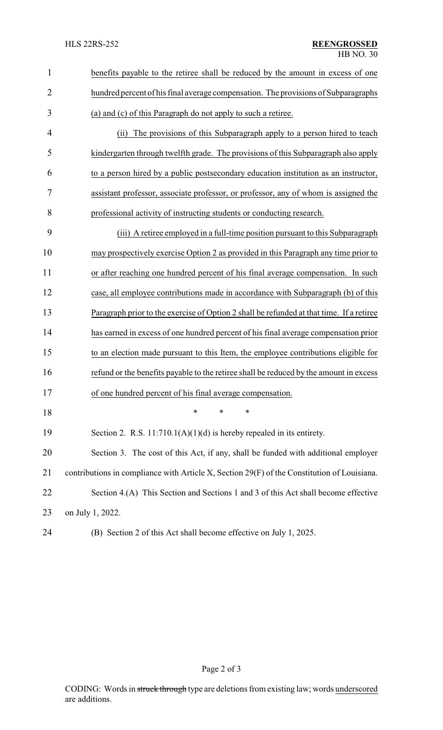benefits payable to the retiree shall be reduced by the amount in excess of one hundred percent of his final average compensation. The provisions of Subparagraphs (a) and (c) of this Paragraph do not apply to such a retiree.

(ii) The provisions of this Subparagraph apply to a person hired to teach kindergarten through twelfth grade. The provisions of this Subparagraph also apply to a person hired by a public postsecondary education institution as an instructor, assistant professor, associate professor, or professor, any of whom is assigned the professional activity of instructing students or conducting research.

(iii) A retiree employed in a full-time position pursuant to this Subparagraph may prospectively exercise Option 2 as provided in this Paragraph any time prior to or after reaching one hundred percent of his final average compensation. In such case, all employee contributions made in accordance with Subparagraph (b) of this Paragraph prior to the exercise of Option 2 shall be refunded at that time. If a retiree has earned in excess of one hundred percent of his final average compensation prior to an election made pursuant to this Item, the employee contributions eligible for refund or the benefits payable to the retiree shall be reduced by the amount in excess of one hundred percent of his final average compensation.

\* \* \*

Section 2. R.S. 11:710.1(A)(1)(d) is hereby repealed in its entirety.

Section 3. The cost of this Act, if any, shall be funded with additional employer contributions in compliance with Article X, Section 29(F) of the Constitution of Louisiana.

Section 4.(A) This Section and Sections 1 and 3 of this Act shall become effective on July 1, 2022.

(B) Section 2 of this Act shall become effective on July 1, 2025.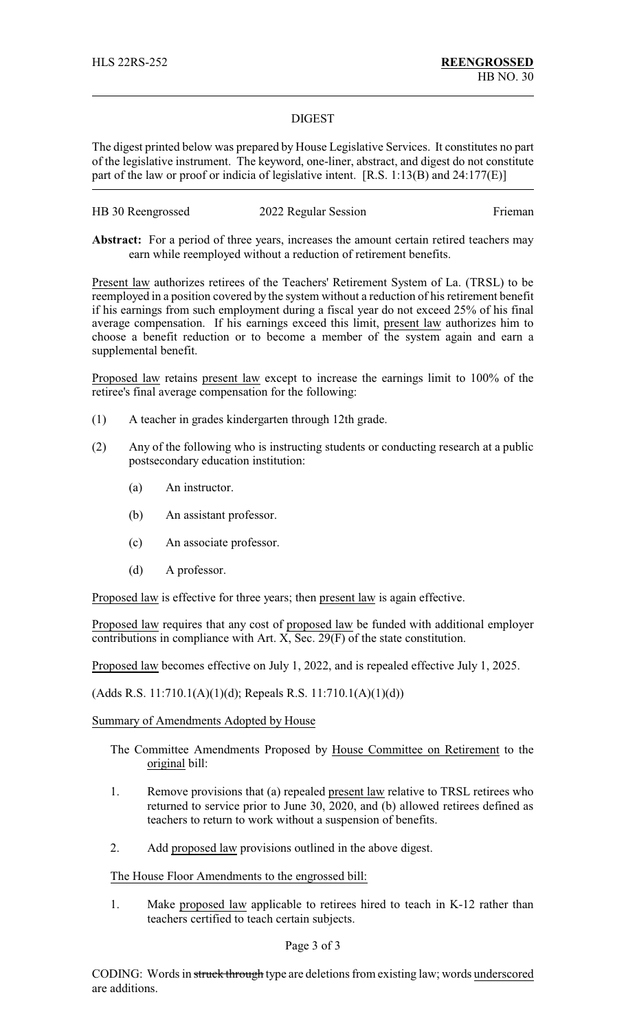HLS 22RS-252 **REENGROSSED**
HB NO. 30

## DIGEST

The digest printed below was prepared by House Legislative Services. It constitutes no part of the legislative instrument. The keyword, one-liner, abstract, and digest do not constitute part of the law or proof or indicia of legislative intent. [R.S. 1:13(B) and 24:177(E)]

HB 30 Reengrossed    2022 Regular Session    Frieman

**Abstract:** For a period of three years, increases the amount certain retired teachers may earn while reemployed without a reduction of retirement benefits.

Present law authorizes retirees of the Teachers' Retirement System of La. (TRSL) to be reemployed in a position covered by the system without a reduction of his retirement benefit if his earnings from such employment during a fiscal year do not exceed 25% of his final average compensation. If his earnings exceed this limit, present law authorizes him to choose a benefit reduction or to become a member of the system again and earn a supplemental benefit.

Proposed law retains present law except to increase the earnings limit to 100% of the retiree's final average compensation for the following:

(1) A teacher in grades kindergarten through 12th grade.

(2) Any of the following who is instructing students or conducting research at a public postsecondary education institution:

(a) An instructor.

(b) An assistant professor.

(c) An associate professor.

(d) A professor.

Proposed law is effective for three years; then present law is again effective.

Proposed law requires that any cost of proposed law be funded with additional employer contributions in compliance with Art. X, Sec. 29(F) of the state constitution.

Proposed law becomes effective on July 1, 2022, and is repealed effective July 1, 2025.

(Adds R.S. 11:710.1(A)(1)(d); Repeals R.S. 11:710.1(A)(1)(d))

Summary of Amendments Adopted by House

The Committee Amendments Proposed by House Committee on Retirement to the original bill:

1. Remove provisions that (a) repealed present law relative to TRSL retirees who returned to service prior to June 30, 2020, and (b) allowed retirees defined as teachers to return to work without a suspension of benefits.

2. Add proposed law provisions outlined in the above digest.

The House Floor Amendments to the engrossed bill:

1. Make proposed law applicable to retirees hired to teach in K-12 rather than teachers certified to teach certain subjects.

CODING: Words in ~~struck through~~ type are deletions from existing law; words underscored are additions.